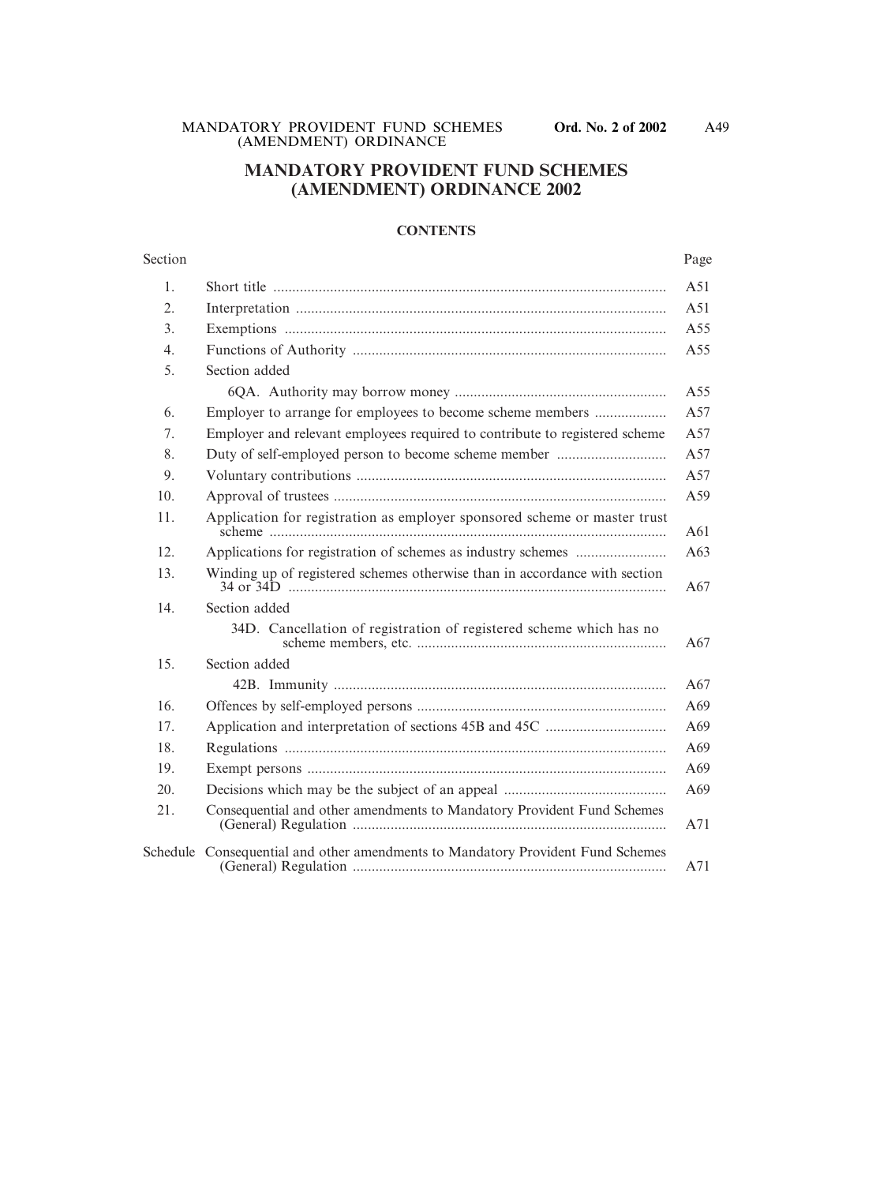# MANDATORY PROVIDENT FUND SCHEMES (AMENDMENT) ORDINANCE 2002

## CONTENTS

| Section | | Page |
|---|---|---|
| 1. | Short title | A51 |
| 2. | Interpretation | A51 |
| 3. | Exemptions | A55 |
| 4. | Functions of Authority | A55 |
| 5. | Section added | |
| | 6QA. Authority may borrow money | A55 |
| 6. | Employer to arrange for employees to become scheme members | A57 |
| 7. | Employer and relevant employees required to contribute to registered scheme | A57 |
| 8. | Duty of self-employed person to become scheme member | A57 |
| 9. | Voluntary contributions | A57 |
| 10. | Approval of trustees | A59 |
| 11. | Application for registration as employer sponsored scheme or master trust scheme | A61 |
| 12. | Applications for registration of schemes as industry schemes | A63 |
| 13. | Winding up of registered schemes otherwise than in accordance with section 34 or 34D | A67 |
| 14. | Section added | |
| | 34D. Cancellation of registration of registered scheme which has no scheme members, etc. | A67 |
| 15. | Section added | |
| | 42B. Immunity | A67 |
| 16. | Offences by self-employed persons | A69 |
| 17. | Application and interpretation of sections 45B and 45C | A69 |
| 18. | Regulations | A69 |
| 19. | Exempt persons | A69 |
| 20. | Decisions which may be the subject of an appeal | A69 |
| 21. | Consequential and other amendments to Mandatory Provident Fund Schemes (General) Regulation | A71 |
| Schedule | Consequential and other amendments to Mandatory Provident Fund Schemes (General) Regulation | A71 |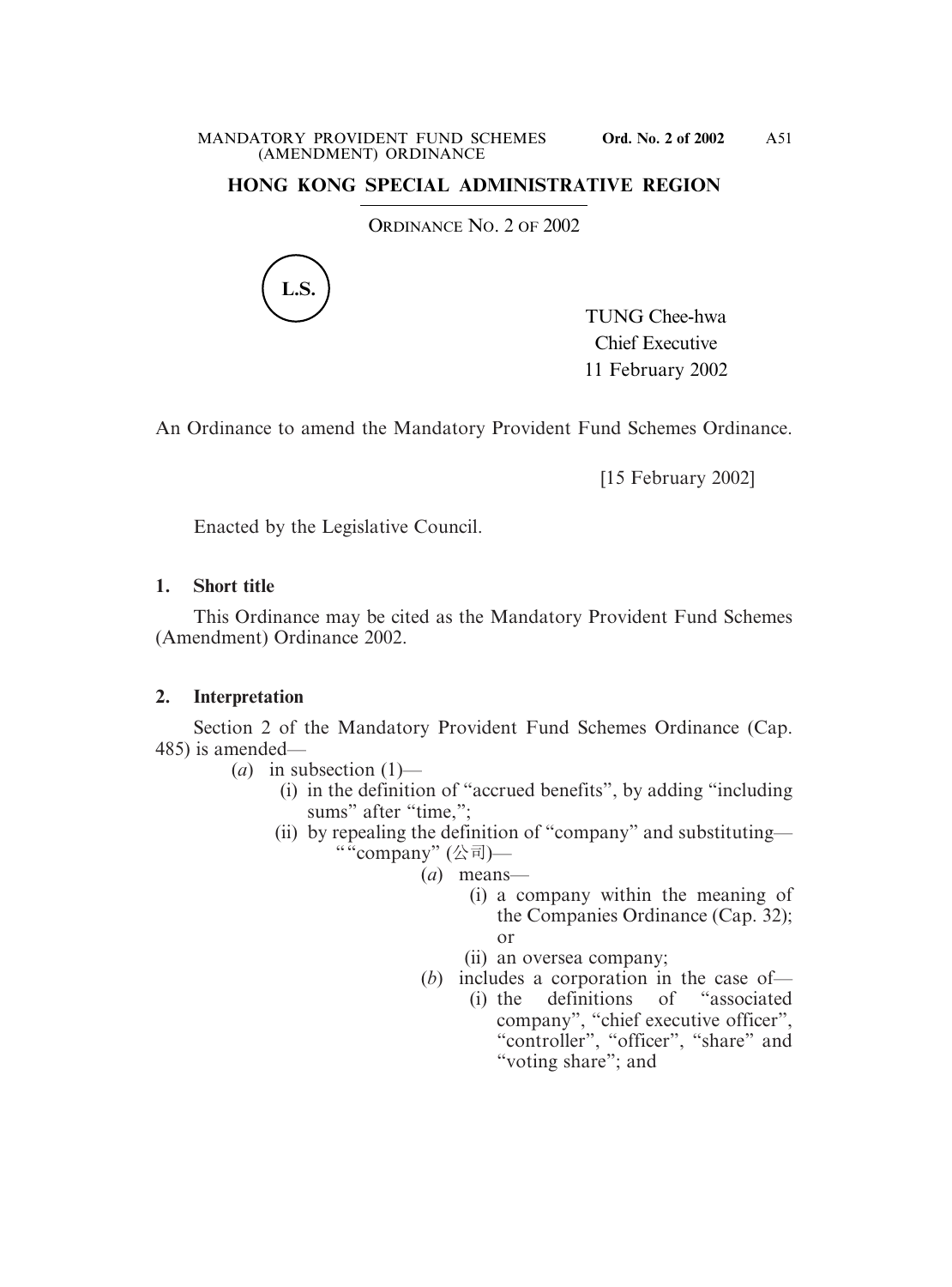**HONG KONG SPECIAL ADMINISTRATIVE REGION**

ORDINANCE NO. 2 OF 2002

L.S.

TUNG Chee-hwa
Chief Executive
11 February 2002

An Ordinance to amend the Mandatory Provident Fund Schemes Ordinance.

[15 February 2002]

Enacted by the Legislative Council.

**1. Short title**

This Ordinance may be cited as the Mandatory Provident Fund Schemes (Amendment) Ordinance 2002.

**2. Interpretation**

Section 2 of the Mandatory Provident Fund Schemes Ordinance (Cap. 485) is amended—

(*a*) in subsection (1)—

(i) in the definition of "accrued benefits", by adding "including sums" after "time,";

(ii) by repealing the definition of "company" and substituting—

""company" (公司)—

(*a*) means—

(i) a company within the meaning of the Companies Ordinance (Cap. 32); or

(ii) an oversea company;

(*b*) includes a corporation in the case of—

(i) the definitions of "associated company", "chief executive officer", "controller", "officer", "share" and "voting share"; and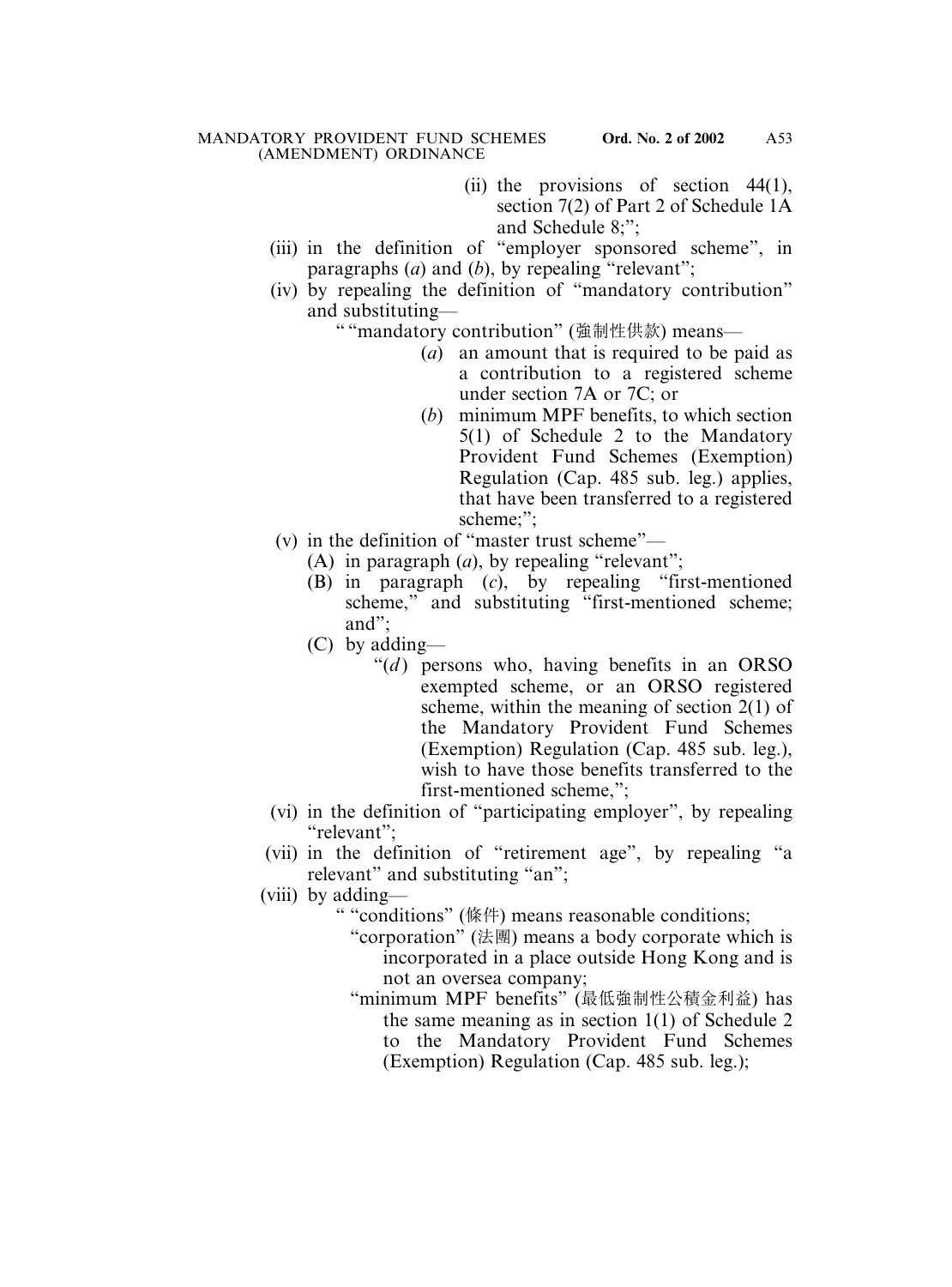(ii) the provisions of section 44(1), section 7(2) of Part 2 of Schedule 1A and Schedule 8;";

(iii) in the definition of "employer sponsored scheme", in paragraphs (*a*) and (*b*), by repealing "relevant";

(iv) by repealing the definition of "mandatory contribution" and substituting—

" "mandatory contribution" (強制性供款) means—

(*a*) an amount that is required to be paid as a contribution to a registered scheme under section 7A or 7C; or

(*b*) minimum MPF benefits, to which section 5(1) of Schedule 2 to the Mandatory Provident Fund Schemes (Exemption) Regulation (Cap. 485 sub. leg.) applies, that have been transferred to a registered scheme;";

(v) in the definition of "master trust scheme"—

(A) in paragraph (*a*), by repealing "relevant";

(B) in paragraph (*c*), by repealing "first-mentioned scheme," and substituting "first-mentioned scheme; and";

(C) by adding—

"(*d*) persons who, having benefits in an ORSO exempted scheme, or an ORSO registered scheme, within the meaning of section 2(1) of the Mandatory Provident Fund Schemes (Exemption) Regulation (Cap. 485 sub. leg.), wish to have those benefits transferred to the first-mentioned scheme,";

(vi) in the definition of "participating employer", by repealing "relevant";

(vii) in the definition of "retirement age", by repealing "a relevant" and substituting "an";

(viii) by adding—

" "conditions" (條件) means reasonable conditions;

"corporation" (法團) means a body corporate which is incorporated in a place outside Hong Kong and is not an oversea company;

"minimum MPF benefits" (最低強制性公積金利益) has the same meaning as in section 1(1) of Schedule 2 to the Mandatory Provident Fund Schemes (Exemption) Regulation (Cap. 485 sub. leg.);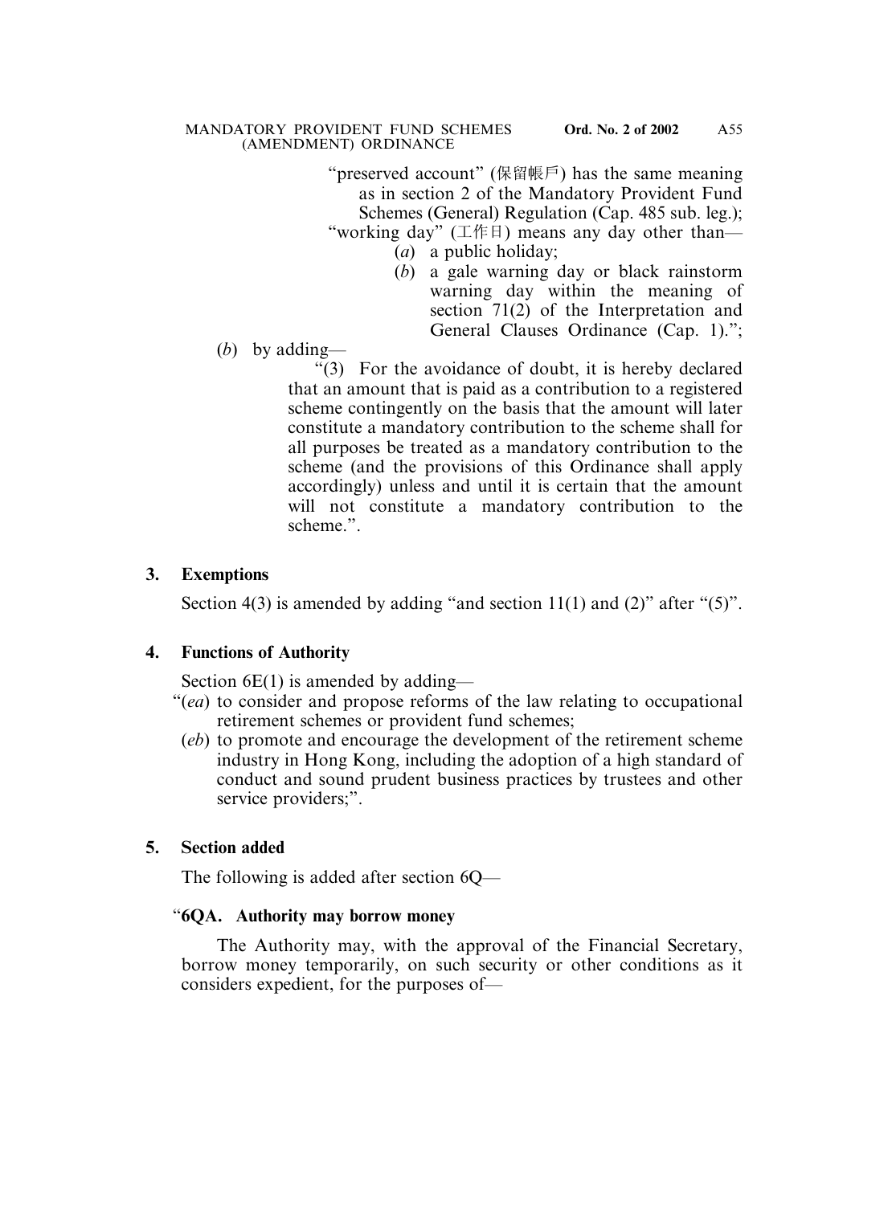"preserved account" (保留帳戶) has the same meaning as in section 2 of the Mandatory Provident Fund Schemes (General) Regulation (Cap. 485 sub. leg.);

"working day" (工作日) means any day other than—

(*a*) a public holiday;

(*b*) a gale warning day or black rainstorm warning day within the meaning of section 71(2) of the Interpretation and General Clauses Ordinance (Cap. 1).";

(*b*) by adding—

"(3) For the avoidance of doubt, it is hereby declared that an amount that is paid as a contribution to a registered scheme contingently on the basis that the amount will later constitute a mandatory contribution to the scheme shall for all purposes be treated as a mandatory contribution to the scheme (and the provisions of this Ordinance shall apply accordingly) unless and until it is certain that the amount will not constitute a mandatory contribution to the scheme.".

**3. Exemptions**

Section 4(3) is amended by adding "and section 11(1) and (2)" after "(5)".

**4. Functions of Authority**

Section 6E(1) is amended by adding—

"(*ea*) to consider and propose reforms of the law relating to occupational retirement schemes or provident fund schemes;

(*eb*) to promote and encourage the development of the retirement scheme industry in Hong Kong, including the adoption of a high standard of conduct and sound prudent business practices by trustees and other service providers;".

**5. Section added**

The following is added after section 6Q—

"**6QA. Authority may borrow money**

The Authority may, with the approval of the Financial Secretary, borrow money temporarily, on such security or other conditions as it considers expedient, for the purposes of—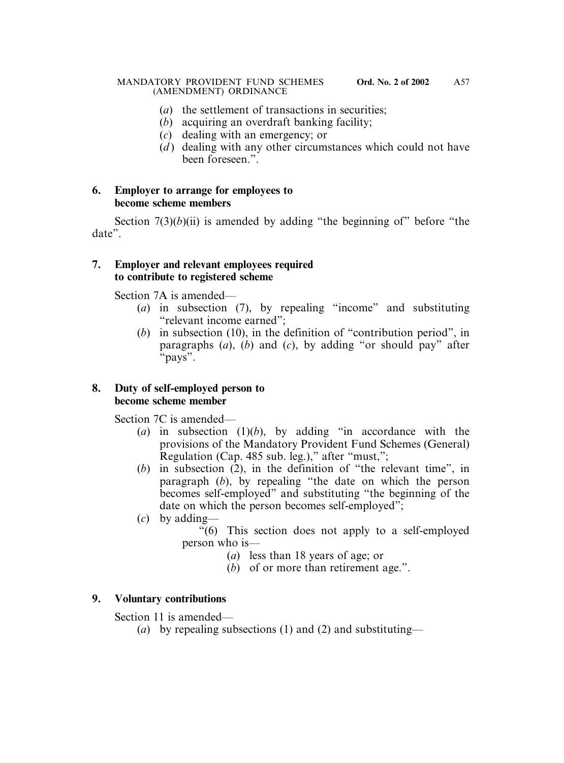(*a*) the settlement of transactions in securities;

(*b*) acquiring an overdraft banking facility;

(*c*) dealing with an emergency; or

(*d*) dealing with any other circumstances which could not have been foreseen.".

**6. Employer to arrange for employees to become scheme members**

Section 7(3)(*b*)(ii) is amended by adding "the beginning of" before "the date".

**7. Employer and relevant employees required to contribute to registered scheme**

Section 7A is amended—

(*a*) in subsection (7), by repealing "income" and substituting "relevant income earned";

(*b*) in subsection (10), in the definition of "contribution period", in paragraphs (*a*), (*b*) and (*c*), by adding "or should pay" after "pays".

**8. Duty of self-employed person to become scheme member**

Section 7C is amended—

(*a*) in subsection (1)(*b*), by adding "in accordance with the provisions of the Mandatory Provident Fund Schemes (General) Regulation (Cap. 485 sub. leg.)," after "must,";

(*b*) in subsection (2), in the definition of "the relevant time", in paragraph (*b*), by repealing "the date on which the person becomes self-employed" and substituting "the beginning of the date on which the person becomes self-employed";

(*c*) by adding—

"(6) This section does not apply to a self-employed person who is—

(*a*) less than 18 years of age; or

(*b*) of or more than retirement age.".

**9. Voluntary contributions**

Section 11 is amended—

(*a*) by repealing subsections (1) and (2) and substituting—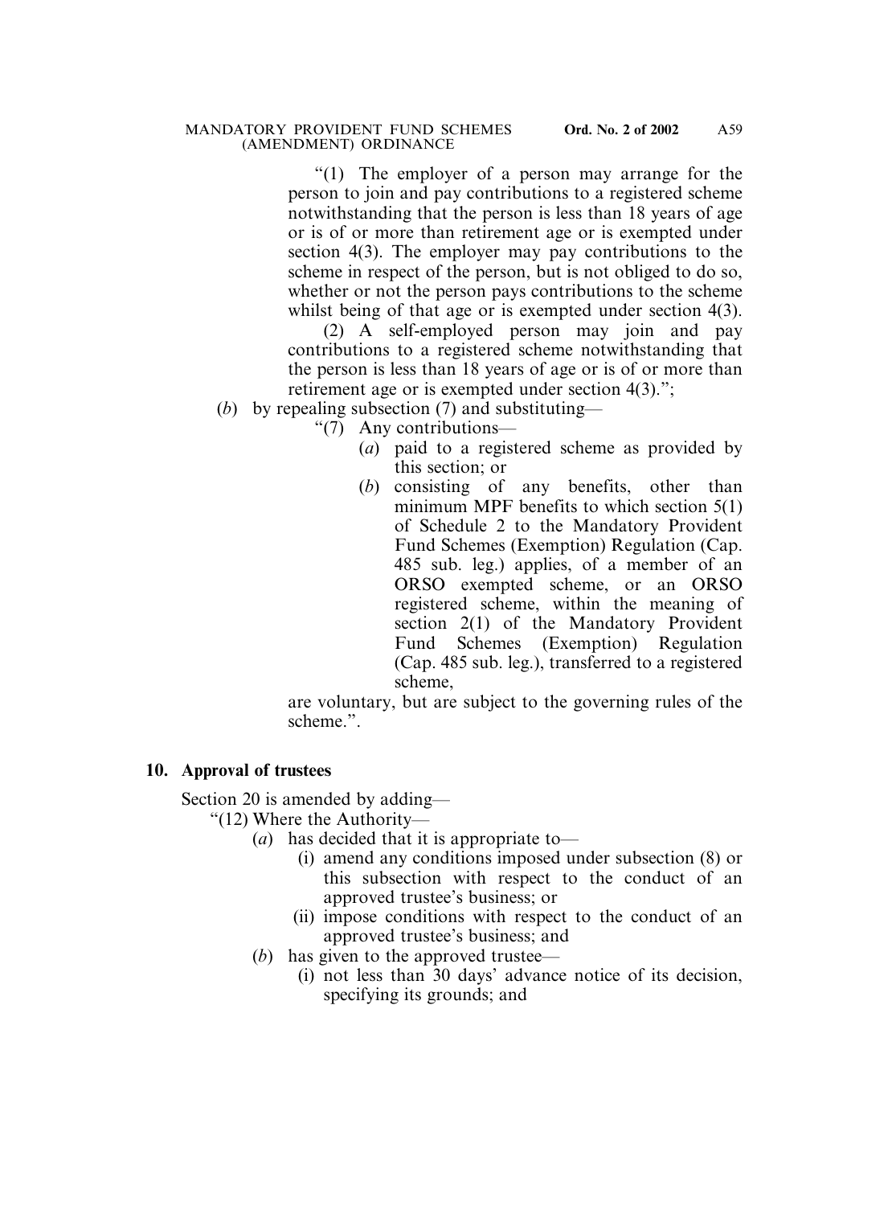"(1) The employer of a person may arrange for the person to join and pay contributions to a registered scheme notwithstanding that the person is less than 18 years of age or is of or more than retirement age or is exempted under section 4(3). The employer may pay contributions to the scheme in respect of the person, but is not obliged to do so, whether or not the person pays contributions to the scheme whilst being of that age or is exempted under section 4(3).

(2) A self-employed person may join and pay contributions to a registered scheme notwithstanding that the person is less than 18 years of age or is of or more than retirement age or is exempted under section 4(3).";

(*b*) by repealing subsection (7) and substituting—

"(7) Any contributions—

(*a*) paid to a registered scheme as provided by this section; or

(*b*) consisting of any benefits, other than minimum MPF benefits to which section 5(1) of Schedule 2 to the Mandatory Provident Fund Schemes (Exemption) Regulation (Cap. 485 sub. leg.) applies, of a member of an ORSO exempted scheme, or an ORSO registered scheme, within the meaning of section 2(1) of the Mandatory Provident Fund Schemes (Exemption) Regulation (Cap. 485 sub. leg.), transferred to a registered scheme,

are voluntary, but are subject to the governing rules of the scheme.".

**10. Approval of trustees**

Section 20 is amended by adding—

"(12) Where the Authority—

(*a*) has decided that it is appropriate to—

(i) amend any conditions imposed under subsection (8) or this subsection with respect to the conduct of an approved trustee's business; or

(ii) impose conditions with respect to the conduct of an approved trustee's business; and

(*b*) has given to the approved trustee—

(i) not less than 30 days' advance notice of its decision, specifying its grounds; and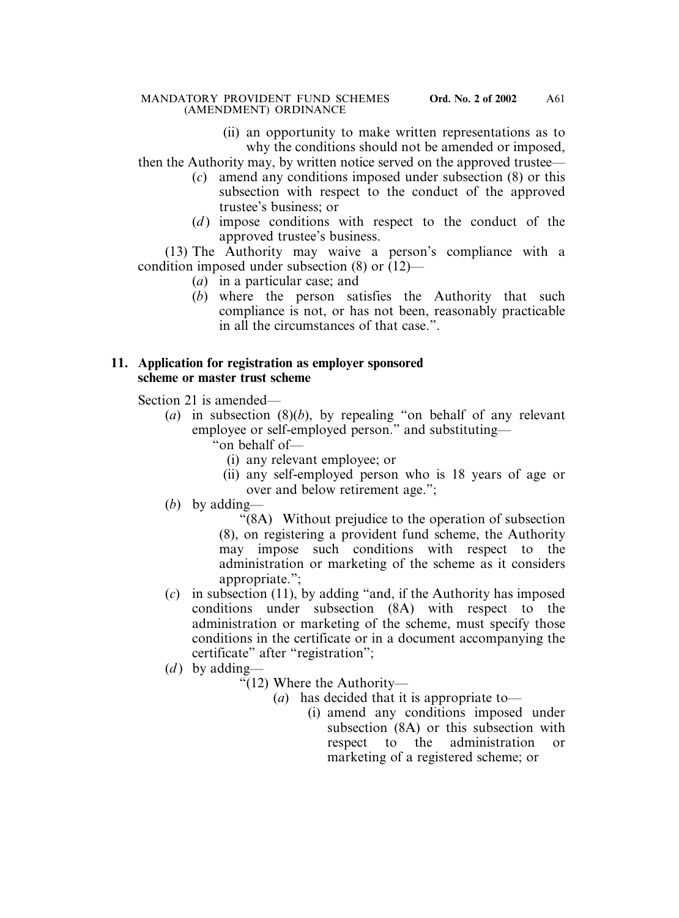(ii) an opportunity to make written representations as to why the conditions should not be amended or imposed,

then the Authority may, by written notice served on the approved trustee—

(*c*) amend any conditions imposed under subsection (8) or this subsection with respect to the conduct of the approved trustee's business; or

(*d*) impose conditions with respect to the conduct of the approved trustee's business.

(13) The Authority may waive a person's compliance with a condition imposed under subsection (8) or (12)—

(*a*) in a particular case; and

(*b*) where the person satisfies the Authority that such compliance is not, or has not been, reasonably practicable in all the circumstances of that case.".

**11. Application for registration as employer sponsored scheme or master trust scheme**

Section 21 is amended—

(*a*) in subsection (8)(*b*), by repealing "on behalf of any relevant employee or self-employed person." and substituting—

"on behalf of—

(i) any relevant employee; or

(ii) any self-employed person who is 18 years of age or over and below retirement age.";

(*b*) by adding—

"(8A) Without prejudice to the operation of subsection (8), on registering a provident fund scheme, the Authority may impose such conditions with respect to the administration or marketing of the scheme as it considers appropriate.";

(*c*) in subsection (11), by adding "and, if the Authority has imposed conditions under subsection (8A) with respect to the administration or marketing of the scheme, must specify those conditions in the certificate or in a document accompanying the certificate" after "registration";

(*d*) by adding—

"(12) Where the Authority—

(*a*) has decided that it is appropriate to—

(i) amend any conditions imposed under subsection (8A) or this subsection with respect to the administration or marketing of a registered scheme; or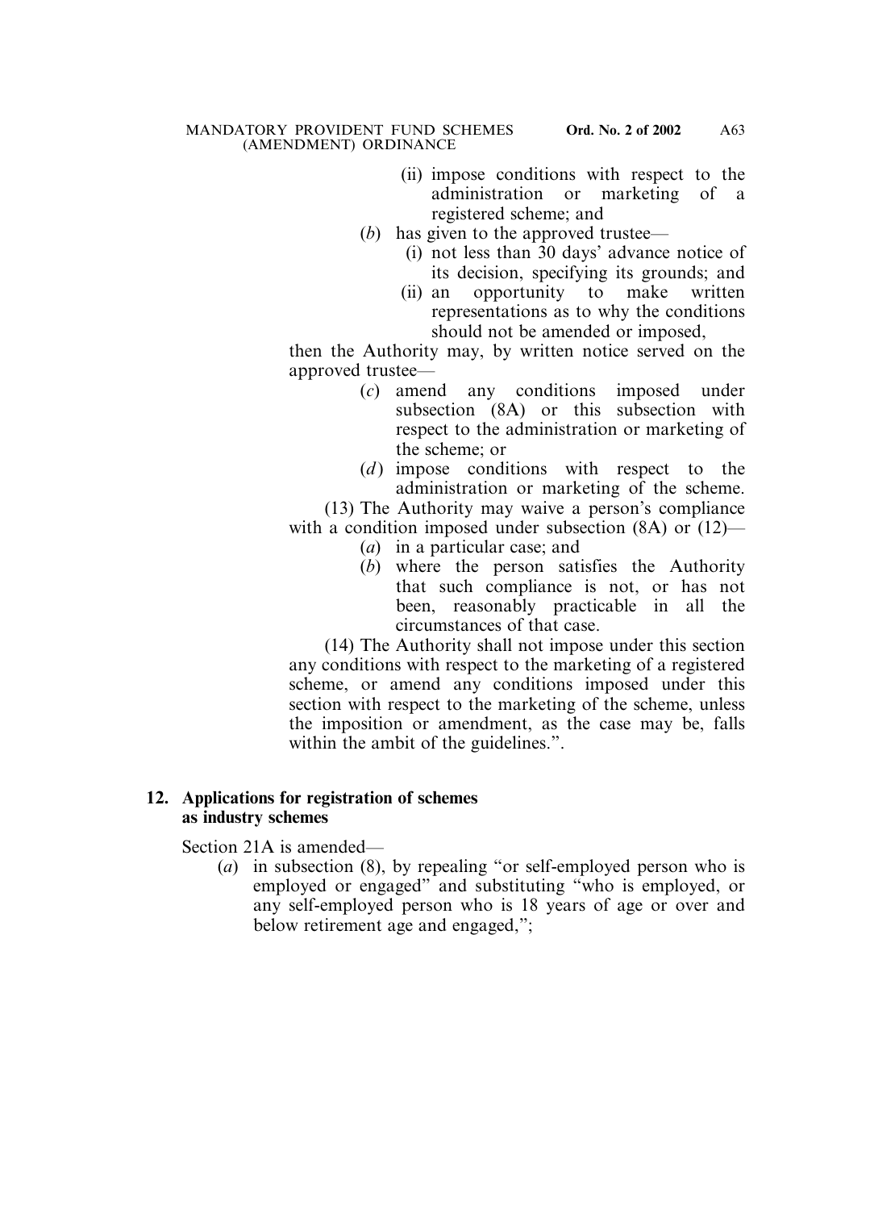(ii) impose conditions with respect to the administration or marketing of a registered scheme; and

(*b*) has given to the approved trustee—

(i) not less than 30 days' advance notice of its decision, specifying its grounds; and

(ii) an opportunity to make written representations as to why the conditions should not be amended or imposed,

then the Authority may, by written notice served on the approved trustee—

(*c*) amend any conditions imposed under subsection (8A) or this subsection with respect to the administration or marketing of the scheme; or

(*d*) impose conditions with respect to the administration or marketing of the scheme.

(13) The Authority may waive a person's compliance with a condition imposed under subsection (8A) or (12)—

(*a*) in a particular case; and

(*b*) where the person satisfies the Authority that such compliance is not, or has not been, reasonably practicable in all the circumstances of that case.

(14) The Authority shall not impose under this section any conditions with respect to the marketing of a registered scheme, or amend any conditions imposed under this section with respect to the marketing of the scheme, unless the imposition or amendment, as the case may be, falls within the ambit of the guidelines.".

**12. Applications for registration of schemes as industry schemes**

Section 21A is amended—

(*a*) in subsection (8), by repealing "or self-employed person who is employed or engaged" and substituting "who is employed, or any self-employed person who is 18 years of age or over and below retirement age and engaged,";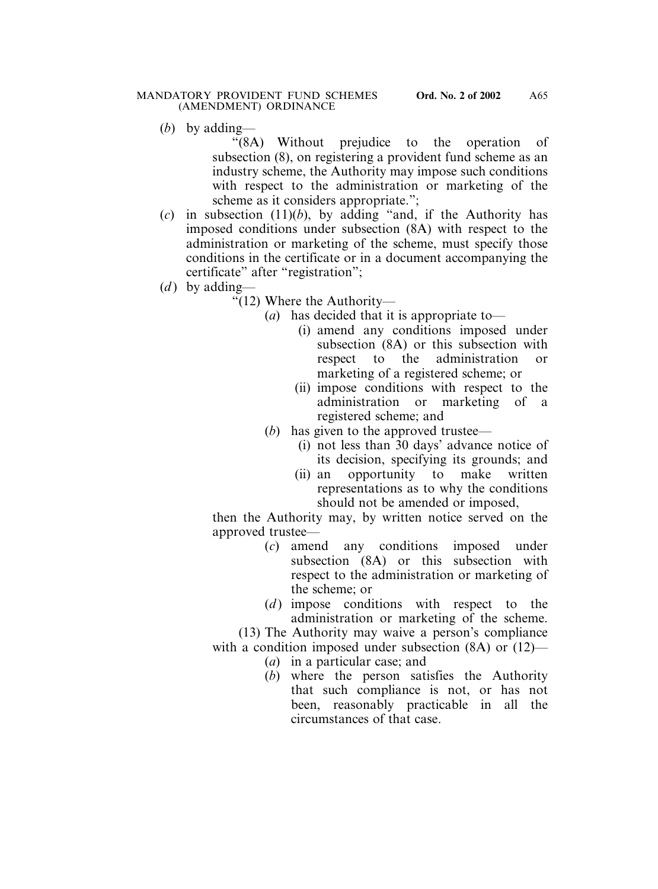(*b*) by adding—

"(8A) Without prejudice to the operation of subsection (8), on registering a provident fund scheme as an industry scheme, the Authority may impose such conditions with respect to the administration or marketing of the scheme as it considers appropriate.";

(*c*) in subsection (11)(*b*), by adding "and, if the Authority has imposed conditions under subsection (8A) with respect to the administration or marketing of the scheme, must specify those conditions in the certificate or in a document accompanying the certificate" after "registration";

(*d*) by adding—

"(12) Where the Authority—

(*a*) has decided that it is appropriate to—

(i) amend any conditions imposed under subsection (8A) or this subsection with respect to the administration or marketing of a registered scheme; or

(ii) impose conditions with respect to the administration or marketing of a registered scheme; and

(*b*) has given to the approved trustee—

(i) not less than 30 days' advance notice of its decision, specifying its grounds; and

(ii) an opportunity to make written representations as to why the conditions should not be amended or imposed,

then the Authority may, by written notice served on the approved trustee—

(*c*) amend any conditions imposed under subsection (8A) or this subsection with respect to the administration or marketing of the scheme; or

(*d*) impose conditions with respect to the administration or marketing of the scheme.

(13) The Authority may waive a person's compliance with a condition imposed under subsection (8A) or (12)—

(*a*) in a particular case; and

(*b*) where the person satisfies the Authority that such compliance is not, or has not been, reasonably practicable in all the circumstances of that case.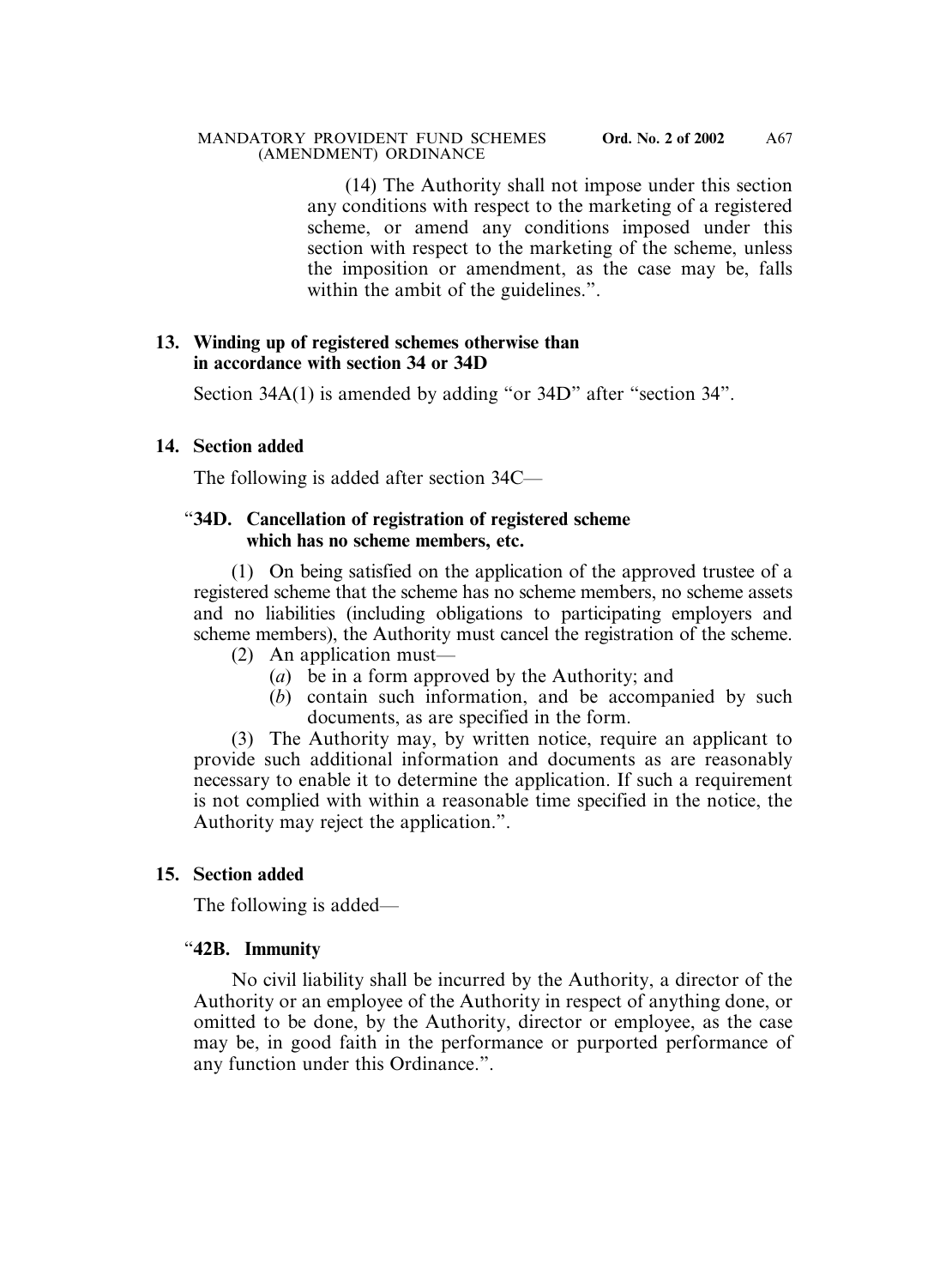(14) The Authority shall not impose under this section any conditions with respect to the marketing of a registered scheme, or amend any conditions imposed under this section with respect to the marketing of the scheme, unless the imposition or amendment, as the case may be, falls within the ambit of the guidelines.".

**13. Winding up of registered schemes otherwise than in accordance with section 34 or 34D**

Section 34A(1) is amended by adding "or 34D" after "section 34".

**14. Section added**

The following is added after section 34C—

"**34D. Cancellation of registration of registered scheme which has no scheme members, etc.**

(1) On being satisfied on the application of the approved trustee of a registered scheme that the scheme has no scheme members, no scheme assets and no liabilities (including obligations to participating employers and scheme members), the Authority must cancel the registration of the scheme.

(2) An application must—

(*a*) be in a form approved by the Authority; and

(*b*) contain such information, and be accompanied by such documents, as are specified in the form.

(3) The Authority may, by written notice, require an applicant to provide such additional information and documents as are reasonably necessary to enable it to determine the application. If such a requirement is not complied with within a reasonable time specified in the notice, the Authority may reject the application.".

**15. Section added**

The following is added—

"**42B. Immunity**

No civil liability shall be incurred by the Authority, a director of the Authority or an employee of the Authority in respect of anything done, or omitted to be done, by the Authority, director or employee, as the case may be, in good faith in the performance or purported performance of any function under this Ordinance.".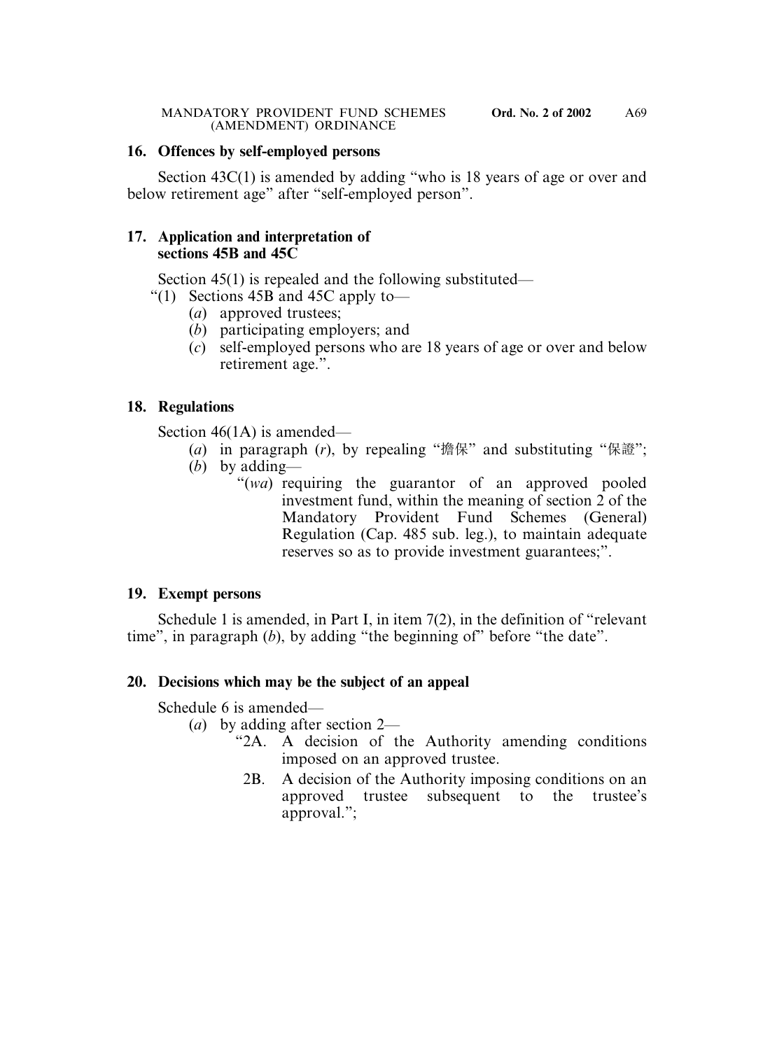### 16. Offences by self-employed persons

Section 43C(1) is amended by adding "who is 18 years of age or over and below retirement age" after "self-employed person".

### 17. Application and interpretation of sections 45B and 45C

Section 45(1) is repealed and the following substituted—

"(1) Sections 45B and 45C apply to—
- (*a*) approved trustees;
- (*b*) participating employers; and
- (*c*) self-employed persons who are 18 years of age or over and below retirement age.".

### 18. Regulations

Section 46(1A) is amended—
- (*a*) in paragraph (*r*), by repealing "擔保" and substituting "保證";
- (*b*) by adding—
  - "(*wa*) requiring the guarantor of an approved pooled investment fund, within the meaning of section 2 of the Mandatory Provident Fund Schemes (General) Regulation (Cap. 485 sub. leg.), to maintain adequate reserves so as to provide investment guarantees;".

### 19. Exempt persons

Schedule 1 is amended, in Part I, in item 7(2), in the definition of "relevant time", in paragraph (*b*), by adding "the beginning of" before "the date".

### 20. Decisions which may be the subject of an appeal

Schedule 6 is amended—
- (*a*) by adding after section 2—
  - "2A. A decision of the Authority amending conditions imposed on an approved trustee.
  - 2B. A decision of the Authority imposing conditions on an approved trustee subsequent to the trustee's approval.";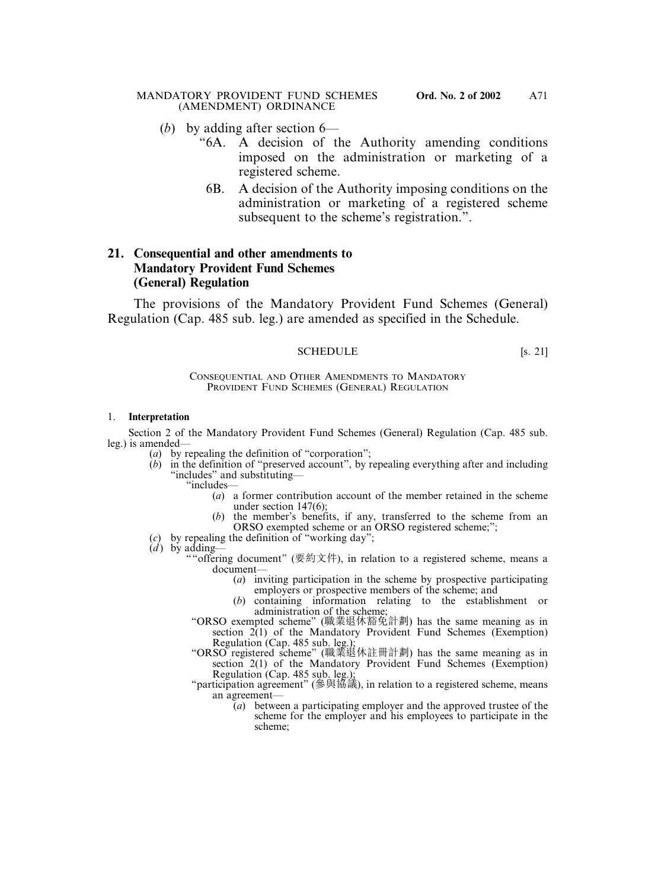(b) by adding after section 6—

"6A. A decision of the Authority amending conditions imposed on the administration or marketing of a registered scheme.

6B. A decision of the Authority imposing conditions on the administration or marketing of a registered scheme subsequent to the scheme's registration.".

**21. Consequential and other amendments to Mandatory Provident Fund Schemes (General) Regulation**

The provisions of the Mandatory Provident Fund Schemes (General) Regulation (Cap. 485 sub. leg.) are amended as specified in the Schedule.

SCHEDULE [s. 21]

CONSEQUENTIAL AND OTHER AMENDMENTS TO MANDATORY PROVIDENT FUND SCHEMES (GENERAL) REGULATION

1. **Interpretation**

Section 2 of the Mandatory Provident Fund Schemes (General) Regulation (Cap. 485 sub. leg.) is amended—

(a) by repealing the definition of "corporation";

(b) in the definition of "preserved account", by repealing everything after and including "includes" and substituting—

"includes—

(a) a former contribution account of the member retained in the scheme under section 147(6);

(b) the member's benefits, if any, transferred to the scheme from an ORSO exempted scheme or an ORSO registered scheme;";

(c) by repealing the definition of "working day";

(d) by adding—

""offering document" (要約文件), in relation to a registered scheme, means a document—

(a) inviting participation in the scheme by prospective participating employers or prospective members of the scheme; and

(b) containing information relating to the establishment or administration of the scheme;

"ORSO exempted scheme" (職業退休豁免計劃) has the same meaning as in section 2(1) of the Mandatory Provident Fund Schemes (Exemption) Regulation (Cap. 485 sub. leg.);

"ORSO registered scheme" (職業退休註冊計劃) has the same meaning as in section 2(1) of the Mandatory Provident Fund Schemes (Exemption) Regulation (Cap. 485 sub. leg.);

"participation agreement" (參與協議), in relation to a registered scheme, means an agreement—

(a) between a participating employer and the approved trustee of the scheme for the employer and his employees to participate in the scheme;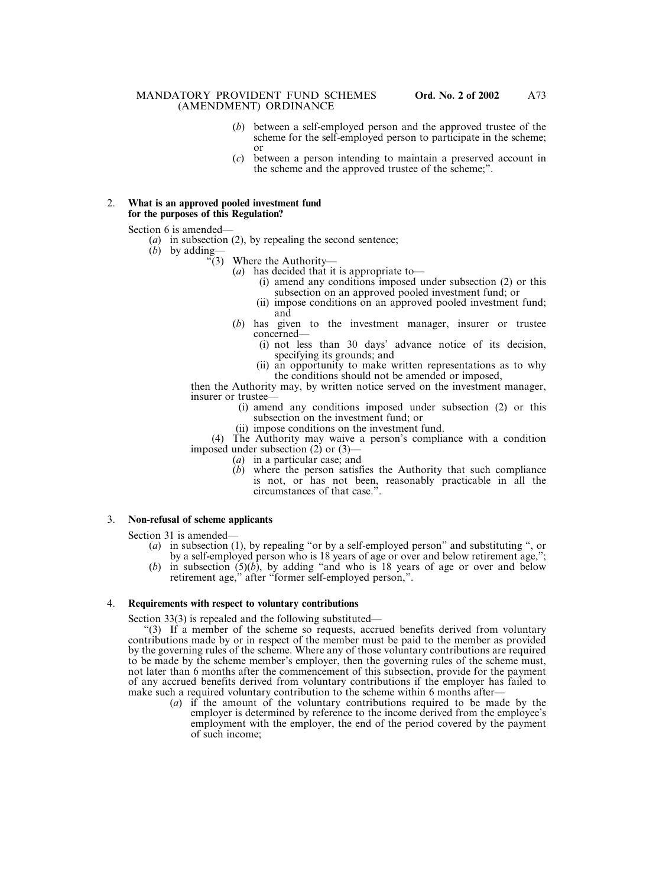(*b*) between a self-employed person and the approved trustee of the scheme for the self-employed person to participate in the scheme; or

(*c*) between a person intending to maintain a preserved account in the scheme and the approved trustee of the scheme;".

2. **What is an approved pooled investment fund for the purposes of this Regulation?**

Section 6 is amended—

(*a*) in subsection (2), by repealing the second sentence;

(*b*) by adding—

"(3) Where the Authority—

(*a*) has decided that it is appropriate to—

(i) amend any conditions imposed under subsection (2) or this subsection on an approved pooled investment fund; or

(ii) impose conditions on an approved pooled investment fund; and

(*b*) has given to the investment manager, insurer or trustee concerned—

(i) not less than 30 days' advance notice of its decision, specifying its grounds; and

(ii) an opportunity to make written representations as to why the conditions should not be amended or imposed,

then the Authority may, by written notice served on the investment manager, insurer or trustee—

(i) amend any conditions imposed under subsection (2) or this subsection on the investment fund; or

(ii) impose conditions on the investment fund.

(4) The Authority may waive a person's compliance with a condition imposed under subsection (2) or (3)—

(*a*) in a particular case; and

(*b*) where the person satisfies the Authority that such compliance is not, or has not been, reasonably practicable in all the circumstances of that case.".

3. **Non-refusal of scheme applicants**

Section 31 is amended—

(*a*) in subsection (1), by repealing "or by a self-employed person" and substituting ", or by a self-employed person who is 18 years of age or over and below retirement age,";

(*b*) in subsection (5)(*b*), by adding "and who is 18 years of age or over and below retirement age," after "former self-employed person,".

4. **Requirements with respect to voluntary contributions**

Section 33(3) is repealed and the following substituted—

"(3) If a member of the scheme so requests, accrued benefits derived from voluntary contributions made by or in respect of the member must be paid to the member as provided by the governing rules of the scheme. Where any of those voluntary contributions are required to be made by the scheme member's employer, then the governing rules of the scheme must, not later than 6 months after the commencement of this subsection, provide for the payment of any accrued benefits derived from voluntary contributions if the employer has failed to make such a required voluntary contribution to the scheme within 6 months after—

(*a*) if the amount of the voluntary contributions required to be made by the employer is determined by reference to the income derived from the employee's employment with the employer, the end of the period covered by the payment of such income;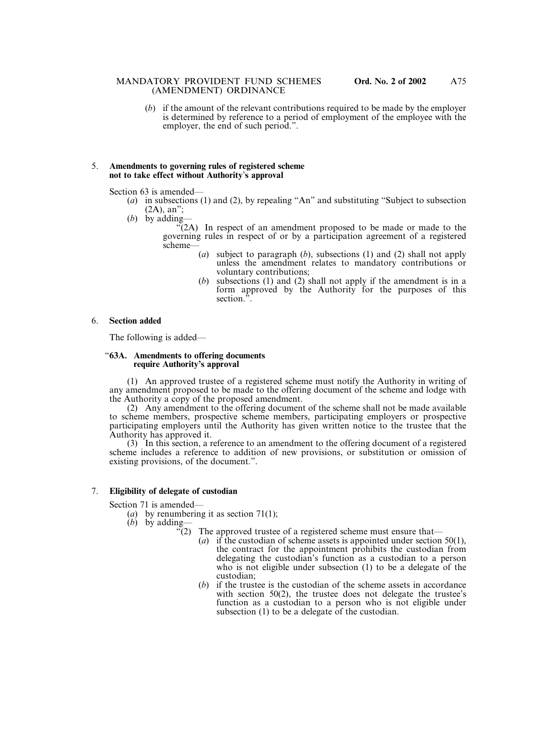(*b*) if the amount of the relevant contributions required to be made by the employer is determined by reference to a period of employment of the employee with the employer, the end of such period.".

5. **Amendments to governing rules of registered scheme not to take effect without Authority's approval**

Section 63 is amended—

(*a*) in subsections (1) and (2), by repealing "An" and substituting "Subject to subsection (2A), an";

(*b*) by adding—

"(2A) In respect of an amendment proposed to be made or made to the governing rules in respect of or by a participation agreement of a registered scheme—

(*a*) subject to paragraph (*b*), subsections (1) and (2) shall not apply unless the amendment relates to mandatory contributions or voluntary contributions;

(*b*) subsections (1) and (2) shall not apply if the amendment is in a form approved by the Authority for the purposes of this section.".

6. **Section added**

The following is added—

"**63A. Amendments to offering documents require Authority's approval**

(1) An approved trustee of a registered scheme must notify the Authority in writing of any amendment proposed to be made to the offering document of the scheme and lodge with the Authority a copy of the proposed amendment.

(2) Any amendment to the offering document of the scheme shall not be made available to scheme members, prospective scheme members, participating employers or prospective participating employers until the Authority has given written notice to the trustee that the Authority has approved it.

(3) In this section, a reference to an amendment to the offering document of a registered scheme includes a reference to addition of new provisions, or substitution or omission of existing provisions, of the document.".

7. **Eligibility of delegate of custodian**

Section 71 is amended—

(*a*) by renumbering it as section 71(1);

(*b*) by adding—

"(2) The approved trustee of a registered scheme must ensure that—

(*a*) if the custodian of scheme assets is appointed under section 50(1), the contract for the appointment prohibits the custodian from delegating the custodian's function as a custodian to a person who is not eligible under subsection (1) to be a delegate of the custodian;

(*b*) if the trustee is the custodian of the scheme assets in accordance with section 50(2), the trustee does not delegate the trustee's function as a custodian to a person who is not eligible under subsection (1) to be a delegate of the custodian.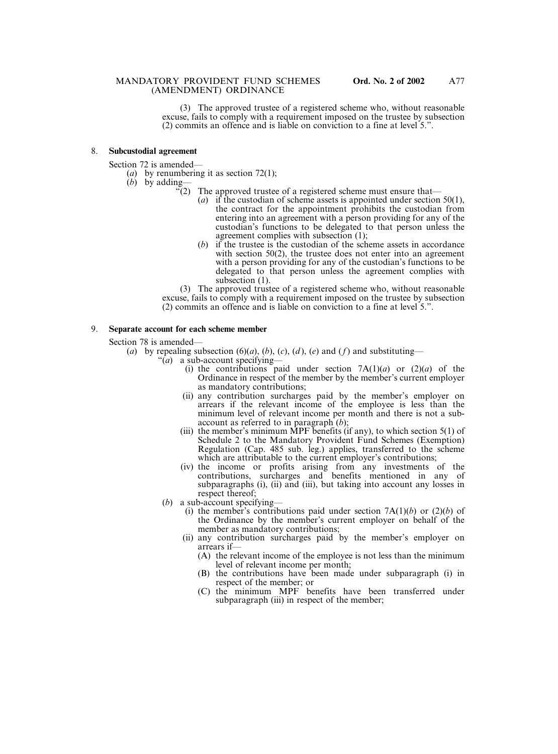(3) The approved trustee of a registered scheme who, without reasonable excuse, fails to comply with a requirement imposed on the trustee by subsection (2) commits an offence and is liable on conviction to a fine at level 5.".

8. **Subcustodial agreement**

Section 72 is amended—

(*a*) by renumbering it as section 72(1);

(*b*) by adding—

"(2) The approved trustee of a registered scheme must ensure that—

(*a*) if the custodian of scheme assets is appointed under section 50(1), the contract for the appointment prohibits the custodian from entering into an agreement with a person providing for any of the custodian's functions to be delegated to that person unless the agreement complies with subsection (1);

(*b*) if the trustee is the custodian of the scheme assets in accordance with section 50(2), the trustee does not enter into an agreement with a person providing for any of the custodian's functions to be delegated to that person unless the agreement complies with subsection (1).

(3) The approved trustee of a registered scheme who, without reasonable excuse, fails to comply with a requirement imposed on the trustee by subsection (2) commits an offence and is liable on conviction to a fine at level 5.".

9. **Separate account for each scheme member**

Section 78 is amended—

(*a*) by repealing subsection (6)(*a*), (*b*), (*c*), (*d*), (*e*) and (*f*) and substituting—

"(*a*) a sub-account specifying—

(i) the contributions paid under section 7A(1)(*a*) or (2)(*a*) of the Ordinance in respect of the member by the member's current employer as mandatory contributions;

(ii) any contribution surcharges paid by the member's employer on arrears if the relevant income of the employee is less than the minimum level of relevant income per month and there is not a sub-account as referred to in paragraph (*b*);

(iii) the member's minimum MPF benefits (if any), to which section 5(1) of Schedule 2 to the Mandatory Provident Fund Schemes (Exemption) Regulation (Cap. 485 sub. leg.) applies, transferred to the scheme which are attributable to the current employer's contributions;

(iv) the income or profits arising from any investments of the contributions, surcharges and benefits mentioned in any of subparagraphs (i), (ii) and (iii), but taking into account any losses in respect thereof;

(*b*) a sub-account specifying—

(i) the member's contributions paid under section 7A(1)(*b*) or (2)(*b*) of the Ordinance by the member's current employer on behalf of the member as mandatory contributions;

(ii) any contribution surcharges paid by the member's employer on arrears if—

(A) the relevant income of the employee is not less than the minimum level of relevant income per month;

(B) the contributions have been made under subparagraph (i) in respect of the member; or

(C) the minimum MPF benefits have been transferred under subparagraph (iii) in respect of the member;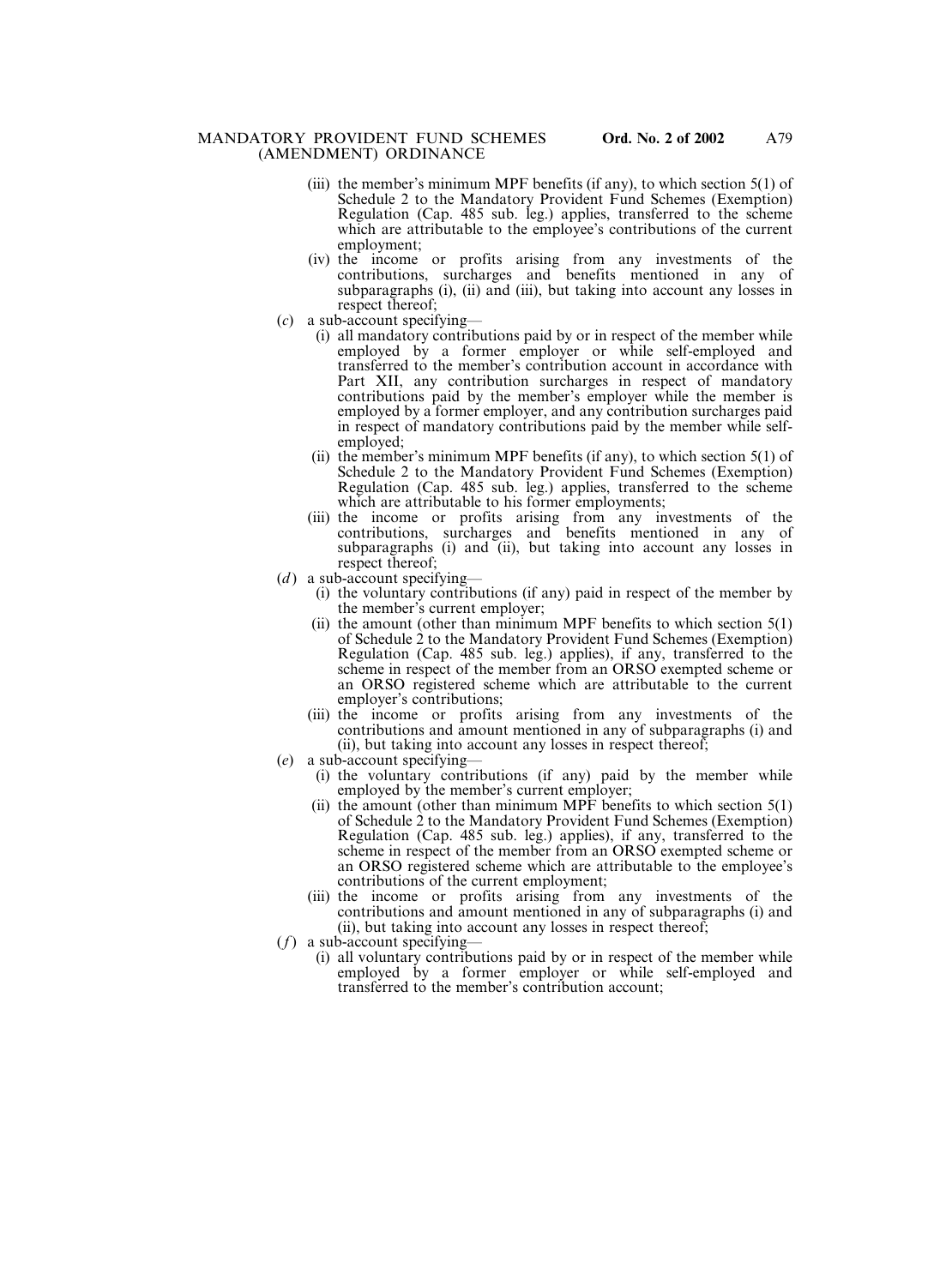(iii) the member's minimum MPF benefits (if any), to which section 5(1) of Schedule 2 to the Mandatory Provident Fund Schemes (Exemption) Regulation (Cap. 485 sub. leg.) applies, transferred to the scheme which are attributable to the employee's contributions of the current employment;

(iv) the income or profits arising from any investments of the contributions, surcharges and benefits mentioned in any of subparagraphs (i), (ii) and (iii), but taking into account any losses in respect thereof;

(*c*) a sub-account specifying—

(i) all mandatory contributions paid by or in respect of the member while employed by a former employer or while self-employed and transferred to the member's contribution account in accordance with Part XII, any contribution surcharges in respect of mandatory contributions paid by the member's employer while the member is employed by a former employer, and any contribution surcharges paid in respect of mandatory contributions paid by the member while self-employed;

(ii) the member's minimum MPF benefits (if any), to which section 5(1) of Schedule 2 to the Mandatory Provident Fund Schemes (Exemption) Regulation (Cap. 485 sub. leg.) applies, transferred to the scheme which are attributable to his former employments;

(iii) the income or profits arising from any investments of the contributions, surcharges and benefits mentioned in any of subparagraphs (i) and (ii), but taking into account any losses in respect thereof;

(*d*) a sub-account specifying—

(i) the voluntary contributions (if any) paid in respect of the member by the member's current employer;

(ii) the amount (other than minimum MPF benefits to which section 5(1) of Schedule 2 to the Mandatory Provident Fund Schemes (Exemption) Regulation (Cap. 485 sub. leg.) applies), if any, transferred to the scheme in respect of the member from an ORSO exempted scheme or an ORSO registered scheme which are attributable to the current employer's contributions;

(iii) the income or profits arising from any investments of the contributions and amount mentioned in any of subparagraphs (i) and (ii), but taking into account any losses in respect thereof;

(*e*) a sub-account specifying—

(i) the voluntary contributions (if any) paid by the member while employed by the member's current employer;

(ii) the amount (other than minimum MPF benefits to which section 5(1) of Schedule 2 to the Mandatory Provident Fund Schemes (Exemption) Regulation (Cap. 485 sub. leg.) applies), if any, transferred to the scheme in respect of the member from an ORSO exempted scheme or an ORSO registered scheme which are attributable to the employee's contributions of the current employment;

(iii) the income or profits arising from any investments of the contributions and amount mentioned in any of subparagraphs (i) and (ii), but taking into account any losses in respect thereof;

(*f*) a sub-account specifying—

(i) all voluntary contributions paid by or in respect of the member while employed by a former employer or while self-employed and transferred to the member's contribution account;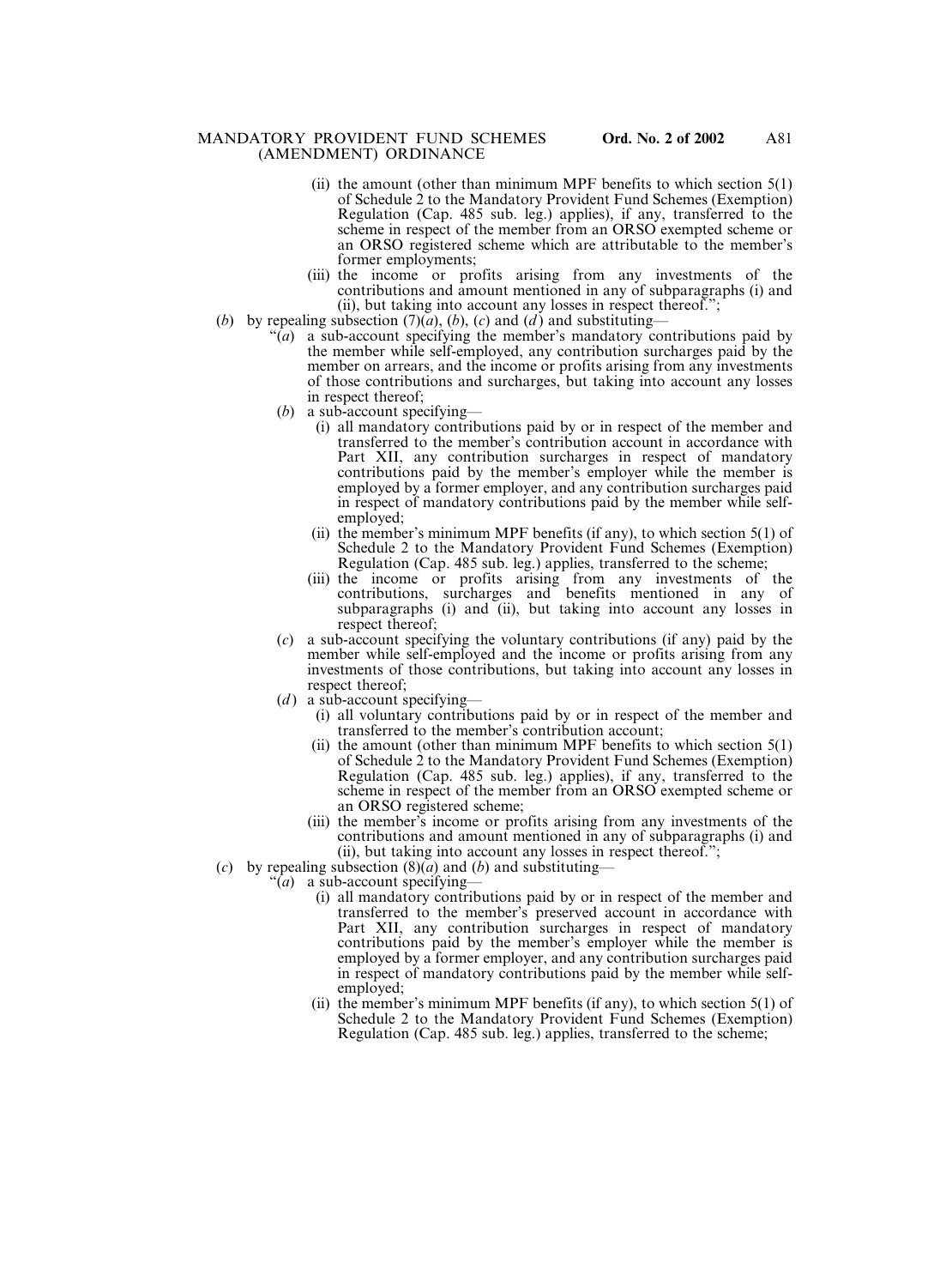(ii) the amount (other than minimum MPF benefits to which section 5(1) of Schedule 2 to the Mandatory Provident Fund Schemes (Exemption) Regulation (Cap. 485 sub. leg.) applies), if any, transferred to the scheme in respect of the member from an ORSO exempted scheme or an ORSO registered scheme which are attributable to the member's former employments;

(iii) the income or profits arising from any investments of the contributions and amount mentioned in any of subparagraphs (i) and (ii), but taking into account any losses in respect thereof.";

(*b*) by repealing subsection (7)(*a*), (*b*), (*c*) and (*d*) and substituting—

"(*a*) a sub-account specifying the member's mandatory contributions paid by the member while self-employed, any contribution surcharges paid by the member on arrears, and the income or profits arising from any investments of those contributions and surcharges, but taking into account any losses in respect thereof;

(*b*) a sub-account specifying—

(i) all mandatory contributions paid by or in respect of the member and transferred to the member's contribution account in accordance with Part XII, any contribution surcharges in respect of mandatory contributions paid by the member's employer while the member is employed by a former employer, and any contribution surcharges paid in respect of mandatory contributions paid by the member while self-employed;

(ii) the member's minimum MPF benefits (if any), to which section 5(1) of Schedule 2 to the Mandatory Provident Fund Schemes (Exemption) Regulation (Cap. 485 sub. leg.) applies, transferred to the scheme;

(iii) the income or profits arising from any investments of the contributions, surcharges and benefits mentioned in any of subparagraphs (i) and (ii), but taking into account any losses in respect thereof;

(*c*) a sub-account specifying the voluntary contributions (if any) paid by the member while self-employed and the income or profits arising from any investments of those contributions, but taking into account any losses in respect thereof;

(*d*) a sub-account specifying—

(i) all voluntary contributions paid by or in respect of the member and transferred to the member's contribution account;

(ii) the amount (other than minimum MPF benefits to which section 5(1) of Schedule 2 to the Mandatory Provident Fund Schemes (Exemption) Regulation (Cap. 485 sub. leg.) applies), if any, transferred to the scheme in respect of the member from an ORSO exempted scheme or an ORSO registered scheme;

(iii) the member's income or profits arising from any investments of the contributions and amount mentioned in any of subparagraphs (i) and (ii), but taking into account any losses in respect thereof.";

(*c*) by repealing subsection (8)(*a*) and (*b*) and substituting—

"(*a*) a sub-account specifying—

(i) all mandatory contributions paid by or in respect of the member and transferred to the member's preserved account in accordance with Part XII, any contribution surcharges in respect of mandatory contributions paid by the member's employer while the member is employed by a former employer, and any contribution surcharges paid in respect of mandatory contributions paid by the member while self-employed;

(ii) the member's minimum MPF benefits (if any), to which section 5(1) of Schedule 2 to the Mandatory Provident Fund Schemes (Exemption) Regulation (Cap. 485 sub. leg.) applies, transferred to the scheme;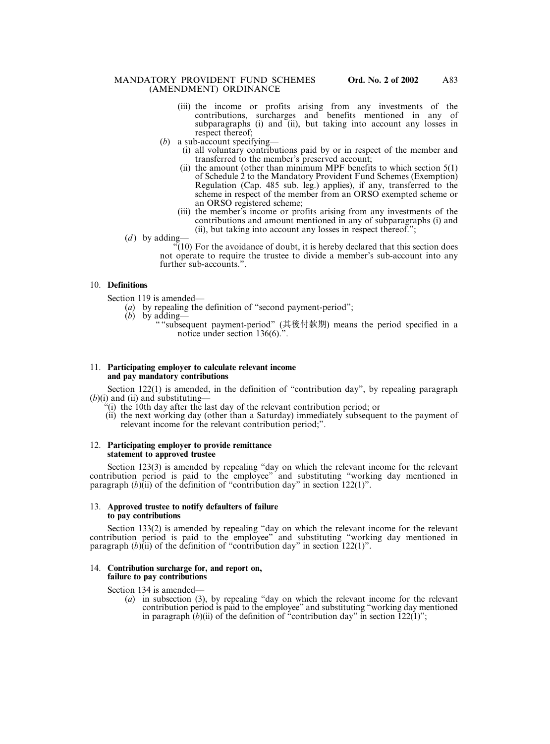(iii) the income or profits arising from any investments of the contributions, surcharges and benefits mentioned in any of subparagraphs (i) and (ii), but taking into account any losses in respect thereof;

(*b*) a sub-account specifying—

(i) all voluntary contributions paid by or in respect of the member and transferred to the member's preserved account;

(ii) the amount (other than minimum MPF benefits to which section 5(1) of Schedule 2 to the Mandatory Provident Fund Schemes (Exemption) Regulation (Cap. 485 sub. leg.) applies), if any, transferred to the scheme in respect of the member from an ORSO exempted scheme or an ORSO registered scheme;

(iii) the member's income or profits arising from any investments of the contributions and amount mentioned in any of subparagraphs (i) and (ii), but taking into account any losses in respect thereof.";

(*d*) by adding—

"(10) For the avoidance of doubt, it is hereby declared that this section does not operate to require the trustee to divide a member's sub-account into any further sub-accounts.".

10. **Definitions**

Section 119 is amended—

(*a*) by repealing the definition of "second payment-period";

(*b*) by adding—

""subsequent payment-period" (其後付款期) means the period specified in a notice under section 136(6).".

11. **Participating employer to calculate relevant income and pay mandatory contributions**

Section 122(1) is amended, in the definition of "contribution day", by repealing paragraph (*b*)(i) and (ii) and substituting—

"(i) the 10th day after the last day of the relevant contribution period; or

(ii) the next working day (other than a Saturday) immediately subsequent to the payment of relevant income for the relevant contribution period;".

12. **Participating employer to provide remittance statement to approved trustee**

Section 123(3) is amended by repealing "day on which the relevant income for the relevant contribution period is paid to the employee" and substituting "working day mentioned in paragraph (*b*)(ii) of the definition of "contribution day" in section 122(1)".

13. **Approved trustee to notify defaulters of failure to pay contributions**

Section 133(2) is amended by repealing "day on which the relevant income for the relevant contribution period is paid to the employee" and substituting "working day mentioned in paragraph (*b*)(ii) of the definition of "contribution day" in section 122(1)".

14. **Contribution surcharge for, and report on, failure to pay contributions**

Section 134 is amended—

(*a*) in subsection (3), by repealing "day on which the relevant income for the relevant contribution period is paid to the employee" and substituting "working day mentioned in paragraph (*b*)(ii) of the definition of "contribution day" in section 122(1)";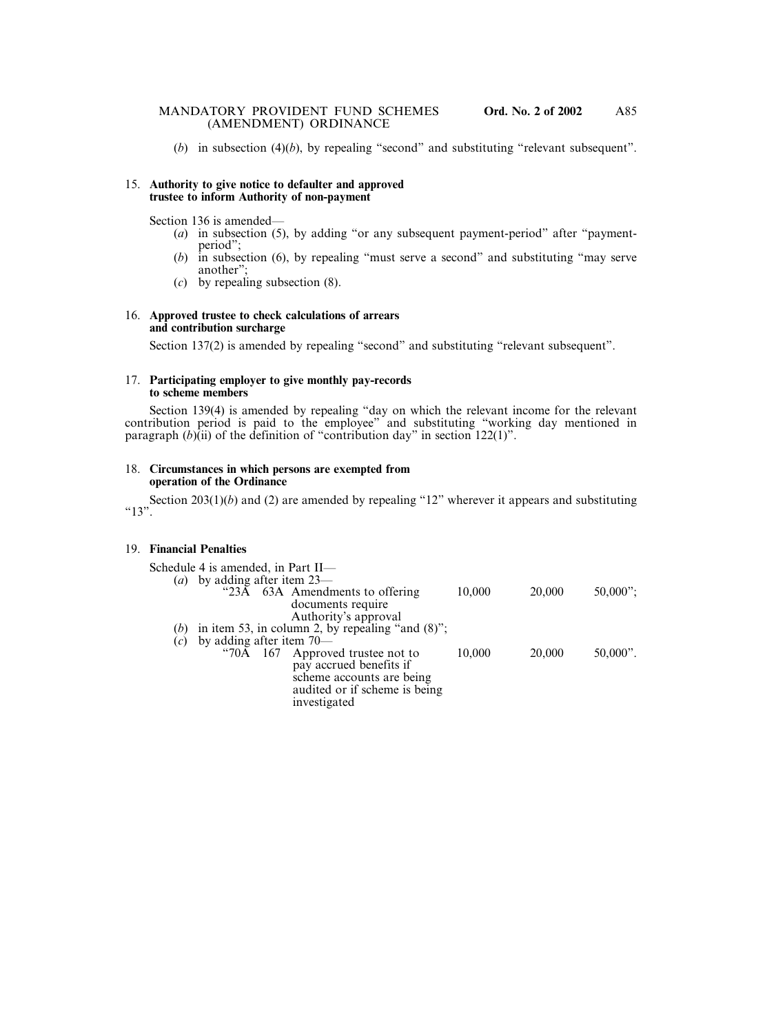(*b*) in subsection (4)(*b*), by repealing "second" and substituting "relevant subsequent".

### 15. Authority to give notice to defaulter and approved trustee to inform Authority of non-payment

Section 136 is amended—

(*a*) in subsection (5), by adding "or any subsequent payment-period" after "payment-period";

(*b*) in subsection (6), by repealing "must serve a second" and substituting "may serve another";

(*c*) by repealing subsection (8).

### 16. Approved trustee to check calculations of arrears and contribution surcharge

Section 137(2) is amended by repealing "second" and substituting "relevant subsequent".

### 17. Participating employer to give monthly pay-records to scheme members

Section 139(4) is amended by repealing "day on which the relevant income for the relevant contribution period is paid to the employee" and substituting "working day mentioned in paragraph (*b*)(ii) of the definition of "contribution day" in section 122(1)".

### 18. Circumstances in which persons are exempted from operation of the Ordinance

Section 203(1)(*b*) and (2) are amended by repealing "12" wherever it appears and substituting "13".

### 19. Financial Penalties

Schedule 4 is amended, in Part II—

(*a*) by adding after item 23—

| | | | | | |
|---|---|---|---|---|---|
| "23A | 63A | Amendments to offering documents require Authority's approval | 10,000 | 20,000 | 50,000"; |

(*b*) in item 53, in column 2, by repealing "and (8)";

(*c*) by adding after item 70—

| | | | | | |
|---|---|---|---|---|---|
| "70A | 167 | Approved trustee not to pay accrued benefits if scheme accounts are being audited or if scheme is being investigated | 10,000 | 20,000 | 50,000". |